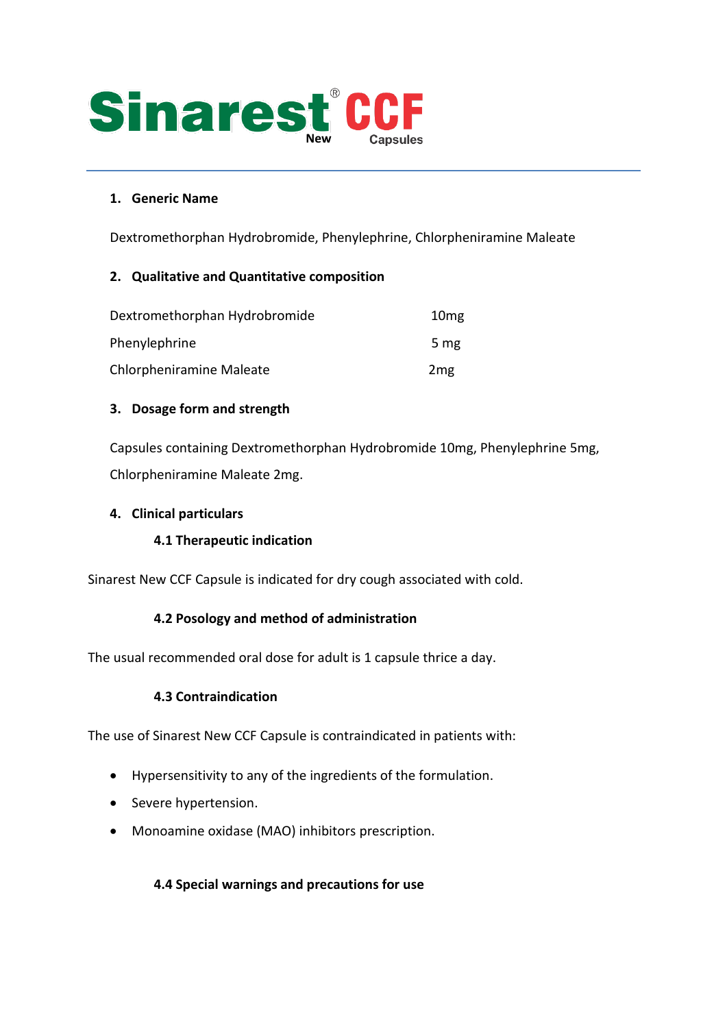# Sinarest® New CCF Capsules

## 1. Generic Name

Dextromethorphan Hydrobromide, Phenylephrine, Chlorpheniramine Maleate

## 2. Qualitative and Quantitative composition

| | |
|---|---|
| Dextromethorphan Hydrobromide | 10mg |
| Phenylephrine | 5 mg |
| Chlorpheniramine Maleate | 2mg |

## 3. Dosage form and strength

Capsules containing Dextromethorphan Hydrobromide 10mg, Phenylephrine 5mg, Chlorpheniramine Maleate 2mg.

## 4. Clinical particulars

### 4.1 Therapeutic indication

Sinarest New CCF Capsule is indicated for dry cough associated with cold.

### 4.2 Posology and method of administration

The usual recommended oral dose for adult is 1 capsule thrice a day.

### 4.3 Contraindication

The use of Sinarest New CCF Capsule is contraindicated in patients with:

- Hypersensitivity to any of the ingredients of the formulation.
- Severe hypertension.
- Monoamine oxidase (MAO) inhibitors prescription.

### 4.4 Special warnings and precautions for use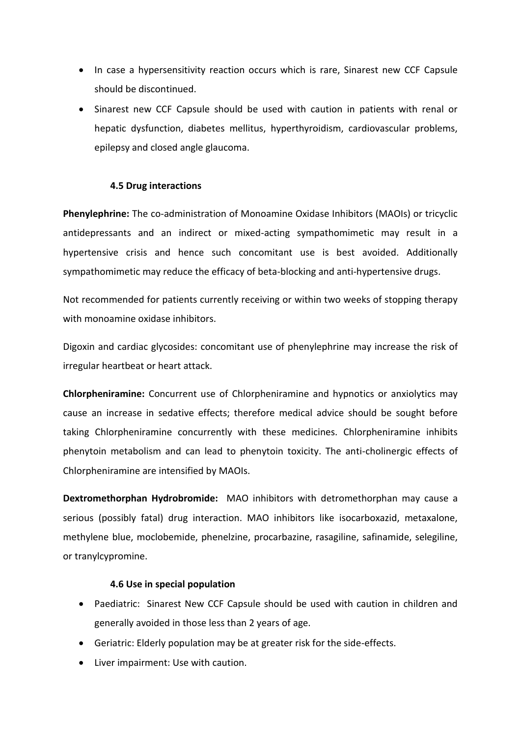- In case a hypersensitivity reaction occurs which is rare, Sinarest new CCF Capsule should be discontinued.
- Sinarest new CCF Capsule should be used with caution in patients with renal or hepatic dysfunction, diabetes mellitus, hyperthyroidism, cardiovascular problems, epilepsy and closed angle glaucoma.

### 4.5 Drug interactions

**Phenylephrine:** The co-administration of Monoamine Oxidase Inhibitors (MAOIs) or tricyclic antidepressants and an indirect or mixed-acting sympathomimetic may result in a hypertensive crisis and hence such concomitant use is best avoided. Additionally sympathomimetic may reduce the efficacy of beta-blocking and anti-hypertensive drugs.

Not recommended for patients currently receiving or within two weeks of stopping therapy with monoamine oxidase inhibitors.

Digoxin and cardiac glycosides: concomitant use of phenylephrine may increase the risk of irregular heartbeat or heart attack.

**Chlorpheniramine:** Concurrent use of Chlorpheniramine and hypnotics or anxiolytics may cause an increase in sedative effects; therefore medical advice should be sought before taking Chlorpheniramine concurrently with these medicines. Chlorpheniramine inhibits phenytoin metabolism and can lead to phenytoin toxicity. The anti-cholinergic effects of Chlorpheniramine are intensified by MAOIs.

**Dextromethorphan Hydrobromide:** MAO inhibitors with detromethorphan may cause a serious (possibly fatal) drug interaction. MAO inhibitors like isocarboxazid, metaxalone, methylene blue, moclobemide, phenelzine, procarbazine, rasagiline, safinamide, selegiline, or tranylcypromine.

### 4.6 Use in special population

- Paediatric: Sinarest New CCF Capsule should be used with caution in children and generally avoided in those less than 2 years of age.
- Geriatric: Elderly population may be at greater risk for the side-effects.
- Liver impairment: Use with caution.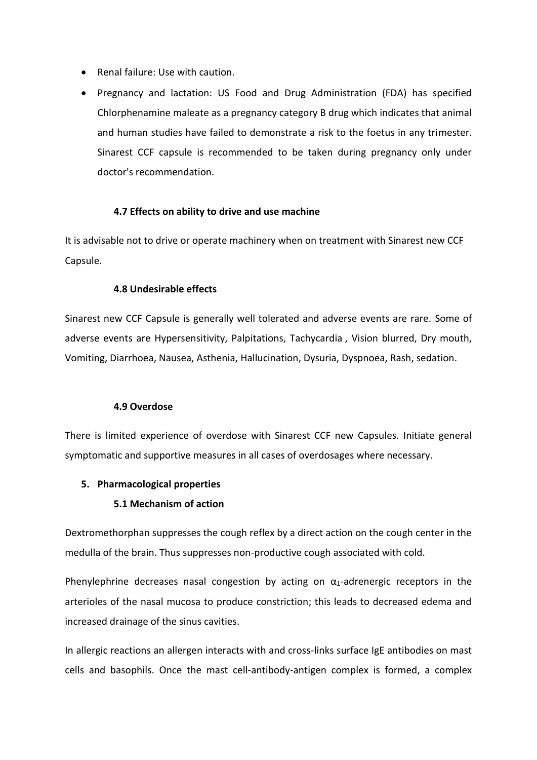- Renal failure: Use with caution.
- Pregnancy and lactation: US Food and Drug Administration (FDA) has specified Chlorphenamine maleate as a pregnancy category B drug which indicates that animal and human studies have failed to demonstrate a risk to the foetus in any trimester. Sinarest CCF capsule is recommended to be taken during pregnancy only under doctor's recommendation.

### 4.7 Effects on ability to drive and use machine

It is advisable not to drive or operate machinery when on treatment with Sinarest new CCF Capsule.

### 4.8 Undesirable effects

Sinarest new CCF Capsule is generally well tolerated and adverse events are rare. Some of adverse events are Hypersensitivity, Palpitations, Tachycardia , Vision blurred, Dry mouth, Vomiting, Diarrhoea, Nausea, Asthenia, Hallucination, Dysuria, Dyspnoea, Rash, sedation.

### 4.9 Overdose

There is limited experience of overdose with Sinarest CCF new Capsules. Initiate general symptomatic and supportive measures in all cases of overdosages where necessary.

## 5. Pharmacological properties

### 5.1 Mechanism of action

Dextromethorphan suppresses the cough reflex by a direct action on the cough center in the medulla of the brain. Thus suppresses non-productive cough associated with cold.

Phenylephrine decreases nasal congestion by acting on $\alpha_1$-adrenergic receptors in the arterioles of the nasal mucosa to produce constriction; this leads to decreased edema and increased drainage of the sinus cavities.

In allergic reactions an allergen interacts with and cross-links surface IgE antibodies on mast cells and basophils. Once the mast cell-antibody-antigen complex is formed, a complex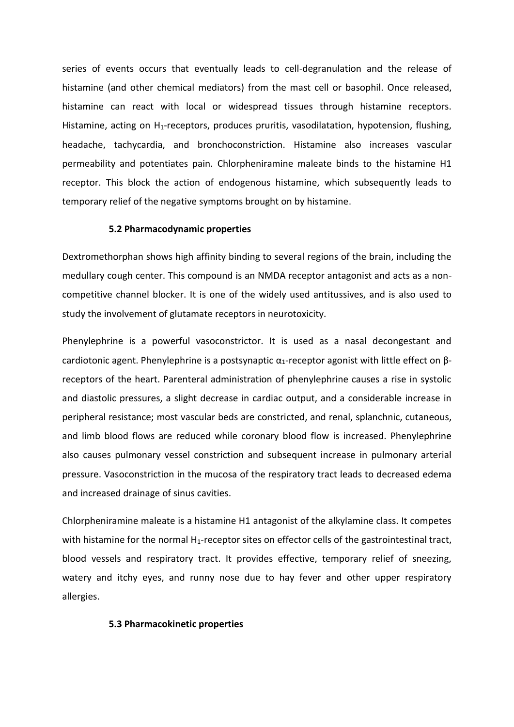series of events occurs that eventually leads to cell-degranulation and the release of histamine (and other chemical mediators) from the mast cell or basophil. Once released, histamine can react with local or widespread tissues through histamine receptors. Histamine, acting on $H_1$-receptors, produces pruritis, vasodilatation, hypotension, flushing, headache, tachycardia, and bronchoconstriction. Histamine also increases vascular permeability and potentiates pain. Chlorpheniramine maleate binds to the histamine H1 receptor. This block the action of endogenous histamine, which subsequently leads to temporary relief of the negative symptoms brought on by histamine.

**5.2 Pharmacodynamic properties**

Dextromethorphan shows high affinity binding to several regions of the brain, including the medullary cough center. This compound is an NMDA receptor antagonist and acts as a non-competitive channel blocker. It is one of the widely used antitussives, and is also used to study the involvement of glutamate receptors in neurotoxicity.

Phenylephrine is a powerful vasoconstrictor. It is used as a nasal decongestant and cardiotonic agent. Phenylephrine is a postsynaptic $\alpha_1$-receptor agonist with little effect on β-receptors of the heart. Parenteral administration of phenylephrine causes a rise in systolic and diastolic pressures, a slight decrease in cardiac output, and a considerable increase in peripheral resistance; most vascular beds are constricted, and renal, splanchnic, cutaneous, and limb blood flows are reduced while coronary blood flow is increased. Phenylephrine also causes pulmonary vessel constriction and subsequent increase in pulmonary arterial pressure. Vasoconstriction in the mucosa of the respiratory tract leads to decreased edema and increased drainage of sinus cavities.

Chlorpheniramine maleate is a histamine H1 antagonist of the alkylamine class. It competes with histamine for the normal $H_1$-receptor sites on effector cells of the gastrointestinal tract, blood vessels and respiratory tract. It provides effective, temporary relief of sneezing, watery and itchy eyes, and runny nose due to hay fever and other upper respiratory allergies.

**5.3 Pharmacokinetic properties**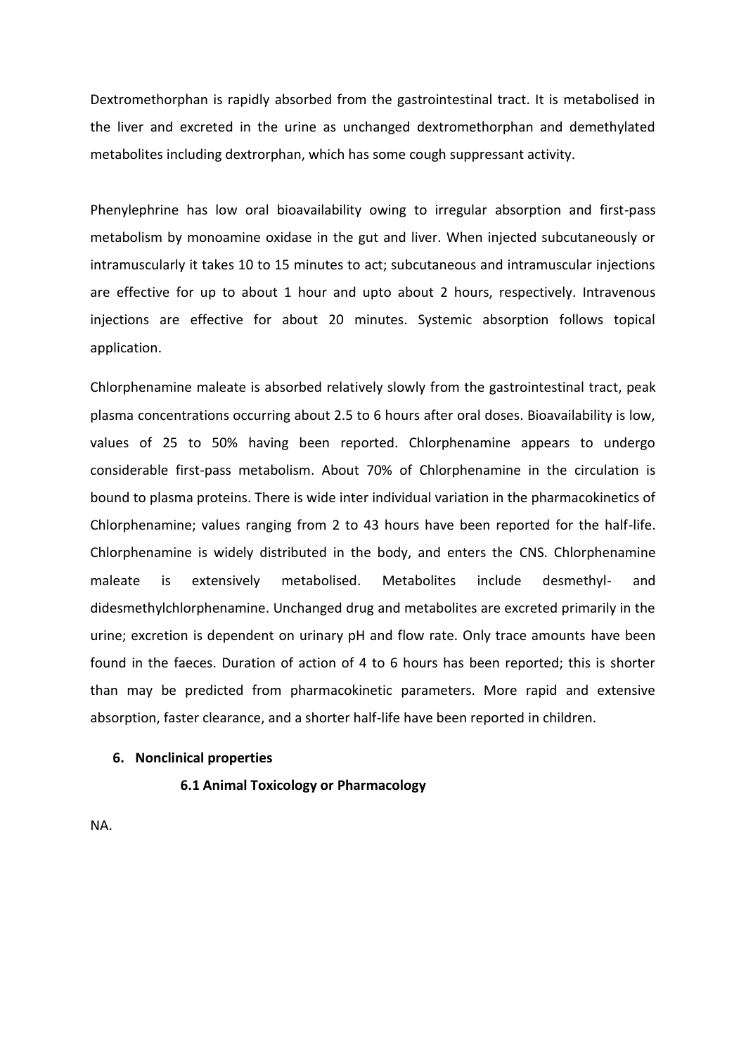Dextromethorphan is rapidly absorbed from the gastrointestinal tract. It is metabolised in the liver and excreted in the urine as unchanged dextromethorphan and demethylated metabolites including dextrorphan, which has some cough suppressant activity.

Phenylephrine has low oral bioavailability owing to irregular absorption and first-pass metabolism by monoamine oxidase in the gut and liver. When injected subcutaneously or intramuscularly it takes 10 to 15 minutes to act; subcutaneous and intramuscular injections are effective for up to about 1 hour and upto about 2 hours, respectively. Intravenous injections are effective for about 20 minutes. Systemic absorption follows topical application.

Chlorphenamine maleate is absorbed relatively slowly from the gastrointestinal tract, peak plasma concentrations occurring about 2.5 to 6 hours after oral doses. Bioavailability is low, values of 25 to 50% having been reported. Chlorphenamine appears to undergo considerable first-pass metabolism. About 70% of Chlorphenamine in the circulation is bound to plasma proteins. There is wide inter individual variation in the pharmacokinetics of Chlorphenamine; values ranging from 2 to 43 hours have been reported for the half-life. Chlorphenamine is widely distributed in the body, and enters the CNS. Chlorphenamine maleate is extensively metabolised. Metabolites include desmethyl- and didesmethylchlorphenamine. Unchanged drug and metabolites are excreted primarily in the urine; excretion is dependent on urinary pH and flow rate. Only trace amounts have been found in the faeces. Duration of action of 4 to 6 hours has been reported; this is shorter than may be predicted from pharmacokinetic parameters. More rapid and extensive absorption, faster clearance, and a shorter half-life have been reported in children.

## 6. Nonclinical properties

### 6.1 Animal Toxicology or Pharmacology

NA.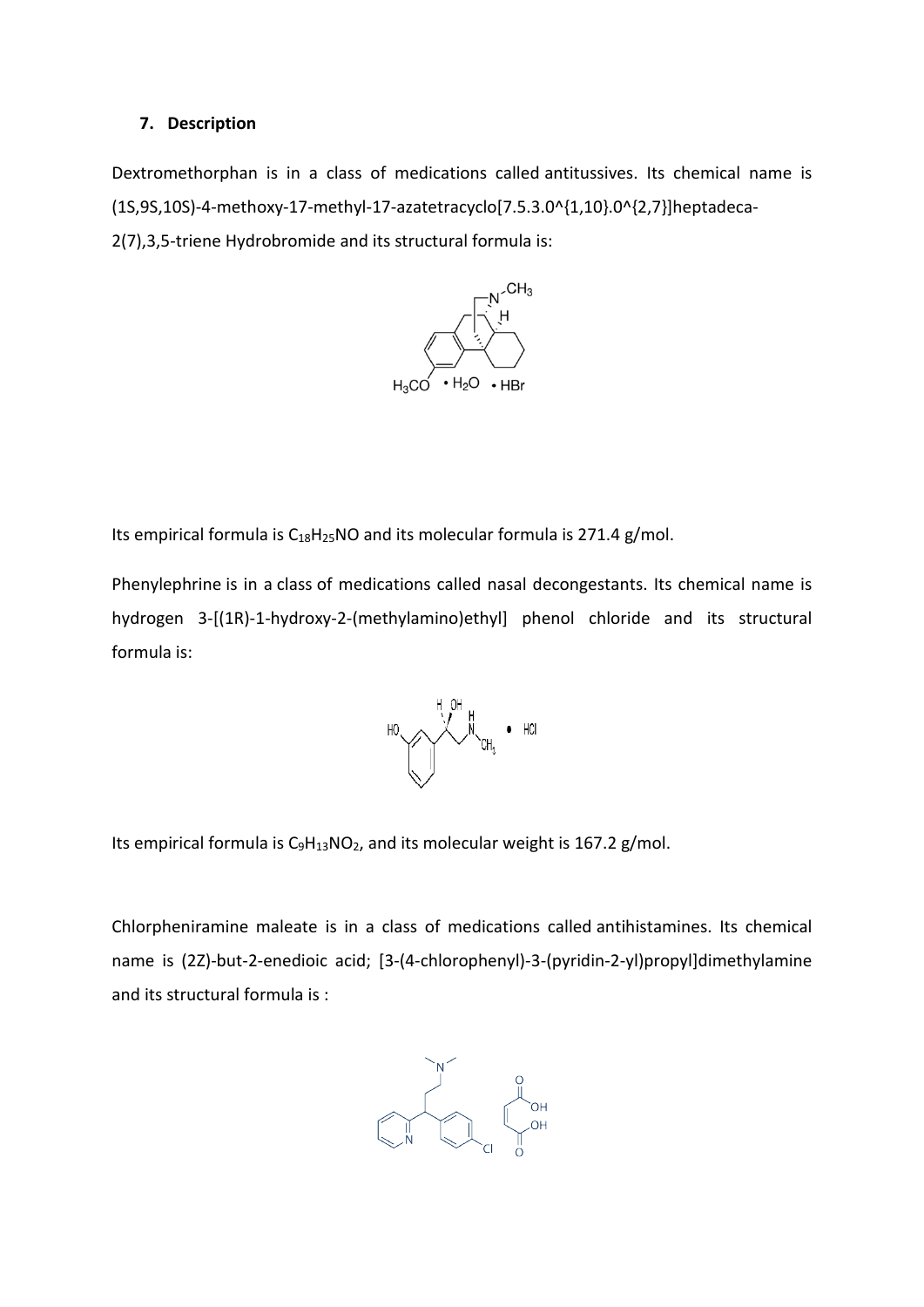**7. Description**

Dextromethorphan is in a class of medications called antitussives. Its chemical name is (1S,9S,10S)-4-methoxy-17-methyl-17-azatetracyclo[7.5.3.0^{1,10}.0^{2,7}]heptadeca-2(7),3,5-triene Hydrobromide and its structural formula is:

Its empirical formula is $C_{18}H_{25}NO$ and its molecular formula is 271.4 g/mol.

Phenylephrine is in a class of medications called nasal decongestants. Its chemical name is hydrogen 3-[(1R)-1-hydroxy-2-(methylamino)ethyl] phenol chloride and its structural formula is:

Its empirical formula is $C_9H_{13}NO_2$, and its molecular weight is 167.2 g/mol.

Chlorpheniramine maleate is in a class of medications called antihistamines. Its chemical name is (2Z)-but-2-enedioic acid; [3-(4-chlorophenyl)-3-(pyridin-2-yl)propyl]dimethylamine and its structural formula is :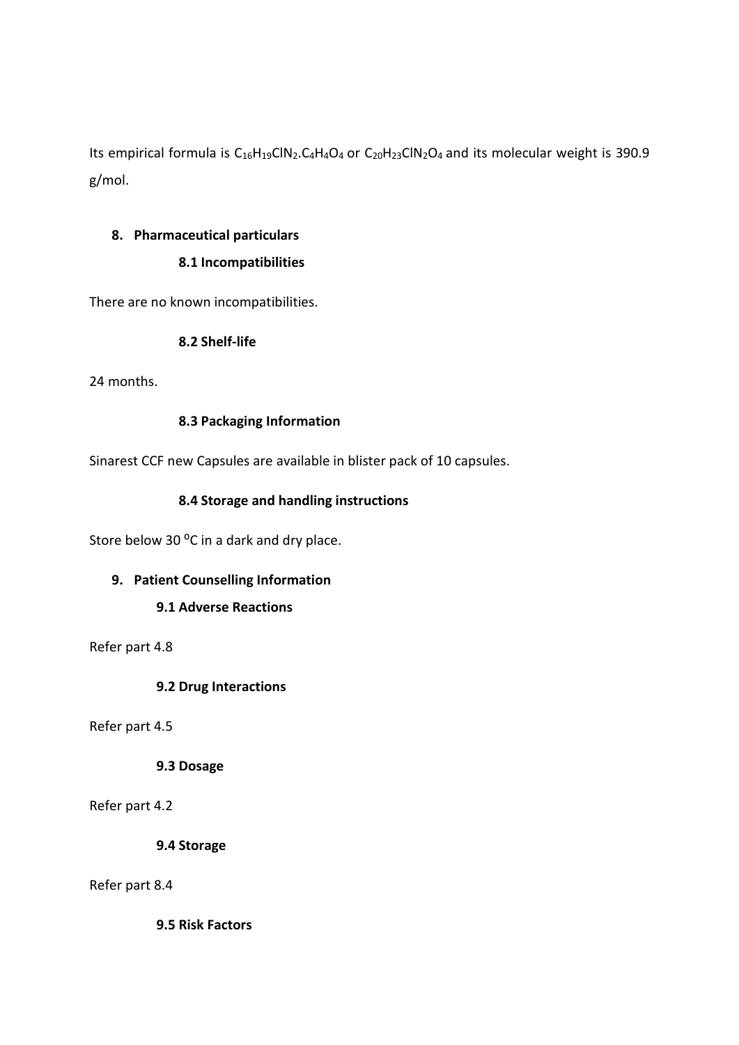Its empirical formula is $C_{16}H_{19}ClN_2.C_4H_4O_4$ or $C_{20}H_{23}ClN_2O_4$ and its molecular weight is 390.9 g/mol.

## 8. Pharmaceutical particulars

### 8.1 Incompatibilities

There are no known incompatibilities.

### 8.2 Shelf-life

24 months.

### 8.3 Packaging Information

Sinarest CCF new Capsules are available in blister pack of 10 capsules.

### 8.4 Storage and handling instructions

Store below 30 $^{o}C$ in a dark and dry place.

## 9. Patient Counselling Information

### 9.1 Adverse Reactions

Refer part 4.8

### 9.2 Drug Interactions

Refer part 4.5

### 9.3 Dosage

Refer part 4.2

### 9.4 Storage

Refer part 8.4

### 9.5 Risk Factors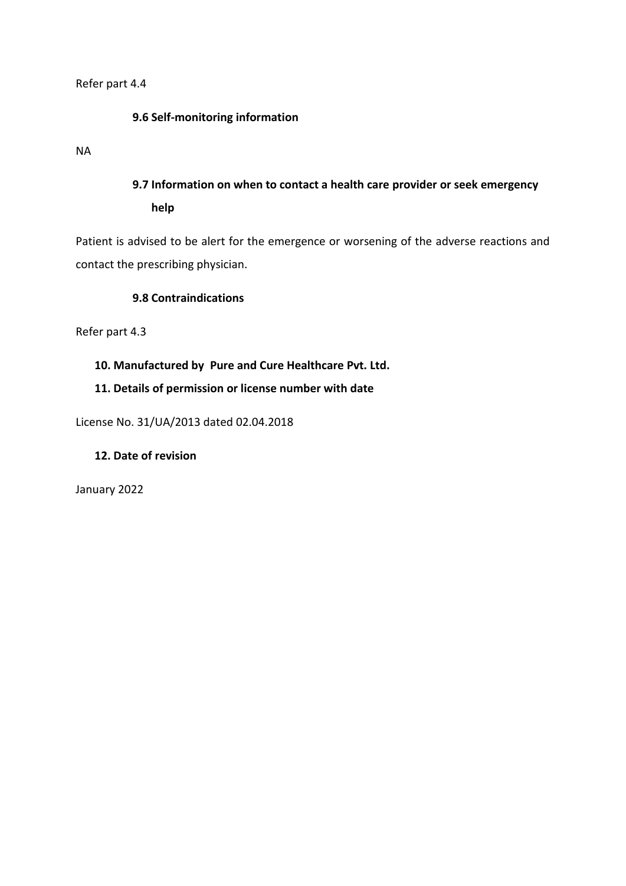Refer part 4.4

### 9.6 Self-monitoring information

NA

### 9.7 Information on when to contact a health care provider or seek emergency help

Patient is advised to be alert for the emergence or worsening of the adverse reactions and contact the prescribing physician.

### 9.8 Contraindications

Refer part 4.3

## 10. Manufactured by Pure and Cure Healthcare Pvt. Ltd.

## 11. Details of permission or license number with date

License No. 31/UA/2013 dated 02.04.2018

## 12. Date of revision

January 2022